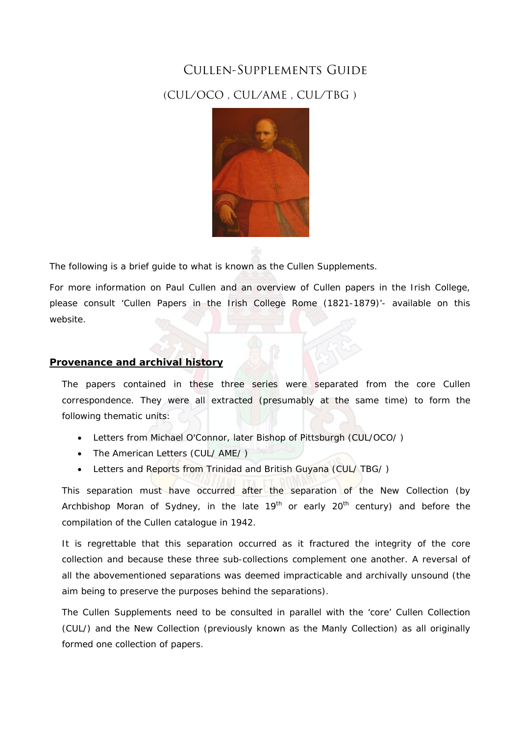# Cullen-Supplements Guide

## (CUL/OCO , CUL/AME , CUL/TBG )

The following is a brief guide to what is known as the Cullen Supplements.

For more information on Paul Cullen and an overview of Cullen papers in the Irish College, please consult 'Cullen Papers in the Irish College Rome (1821-1879)'- available on this website.

## Provenance and archival history

The papers contained in these three series were separated from the core Cullen correspondence. They were all extracted (presumably at the same time) to form the following thematic units:

- Letters from Michael O'Connor, later Bishop of Pittsburgh (CUL/OCO/ )
- The American Letters (CUL/ AME/ )
- Letters and Reports from Trinidad and British Guyana (CUL/ TBG/ )

This separation must have occurred after the separation of the New Collection (by Archbishop Moran of Sydney, in the late 19th or early 20th century) and before the compilation of the Cullen catalogue in 1942.

It is regrettable that this separation occurred as it fractured the integrity of the core collection and because these three sub-collections complement one another. A reversal of all the abovementioned separations was deemed impracticable and archivally unsound (the aim being to preserve the purposes behind the separations).

The Cullen Supplements need to be consulted in parallel with the 'core' Cullen Collection (CUL/) and the New Collection (previously known as the Manly Collection) as all originally formed one collection of papers.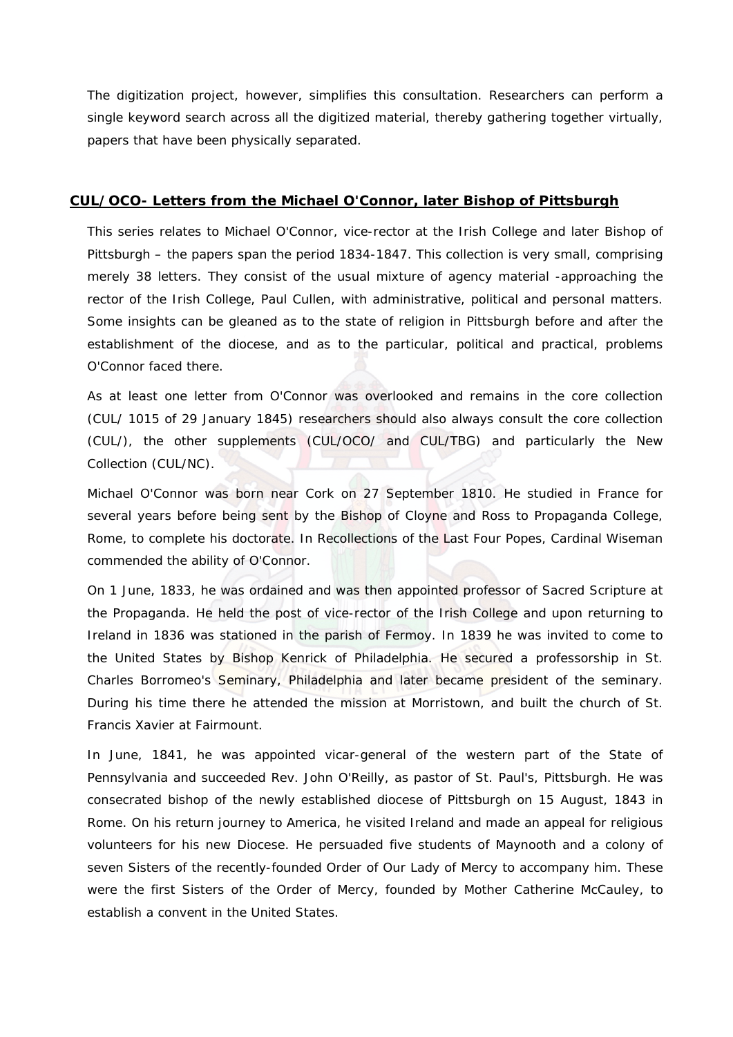The digitization project, however, simplifies this consultation. Researchers can perform a single keyword search across all the digitized material, thereby gathering together virtually, papers that have been physically separated.

## CUL/OCO- Letters from the Michael O'Connor, later Bishop of Pittsburgh

This series relates to Michael O'Connor, vice-rector at the Irish College and later Bishop of Pittsburgh – the papers span the period 1834-1847. This collection is very small, comprising merely 38 letters. They consist of the usual mixture of agency material -approaching the rector of the Irish College, Paul Cullen, with administrative, political and personal matters. Some insights can be gleaned as to the state of religion in Pittsburgh before and after the establishment of the diocese, and as to the particular, political and practical, problems O'Connor faced there.

As at least one letter from O'Connor was overlooked and remains in the core collection (CUL/ 1015 of 29 January 1845) researchers should also always consult the core collection (CUL/), the other supplements (CUL/OCO/ and CUL/TBG) and particularly the New Collection (CUL/NC).

Michael O'Connor was born near Cork on 27 September 1810. He studied in France for several years before being sent by the Bishop of Cloyne and Ross to Propaganda College, Rome, to complete his doctorate. In Recollections of the Last Four Popes, Cardinal Wiseman commended the ability of O'Connor.

On 1 June, 1833, he was ordained and was then appointed professor of Sacred Scripture at the Propaganda. He held the post of vice-rector of the Irish College and upon returning to Ireland in 1836 was stationed in the parish of Fermoy. In 1839 he was invited to come to the United States by Bishop Kenrick of Philadelphia. He secured a professorship in St. Charles Borromeo's Seminary, Philadelphia and later became president of the seminary. During his time there he attended the mission at Morristown, and built the church of St. Francis Xavier at Fairmount.

In June, 1841, he was appointed vicar-general of the western part of the State of Pennsylvania and succeeded Rev. John O'Reilly, as pastor of St. Paul's, Pittsburgh. He was consecrated bishop of the newly established diocese of Pittsburgh on 15 August, 1843 in Rome. On his return journey to America, he visited Ireland and made an appeal for religious volunteers for his new Diocese. He persuaded five students of Maynooth and a colony of seven Sisters of the recently-founded Order of Our Lady of Mercy to accompany him. These were the first Sisters of the Order of Mercy, founded by Mother Catherine McCauley, to establish a convent in the United States.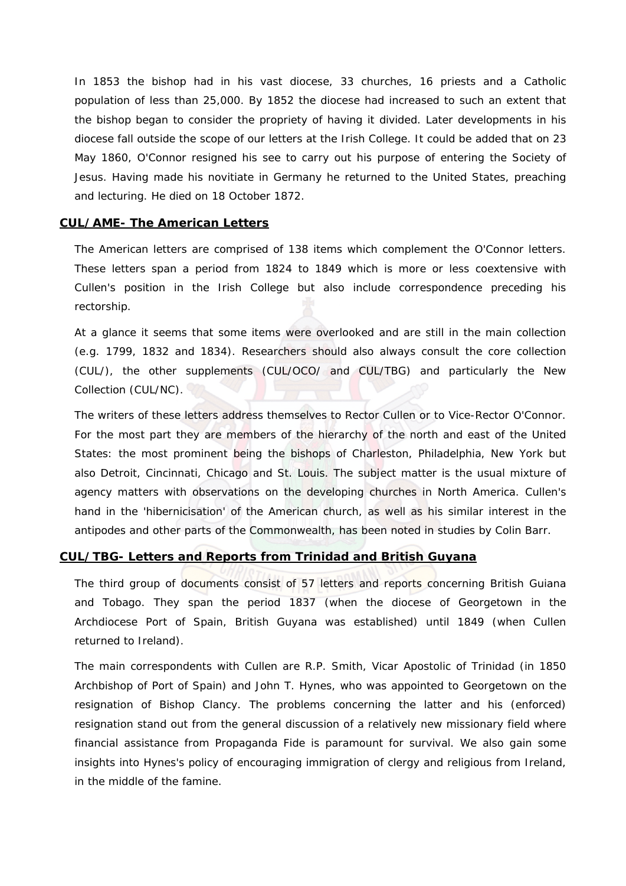In 1853 the bishop had in his vast diocese, 33 churches, 16 priests and a Catholic population of less than 25,000. By 1852 the diocese had increased to such an extent that the bishop began to consider the propriety of having it divided. Later developments in his diocese fall outside the scope of our letters at the Irish College. It could be added that on 23 May 1860, O'Connor resigned his see to carry out his purpose of entering the Society of Jesus. Having made his novitiate in Germany he returned to the United States, preaching and lecturing. He died on 18 October 1872.

## CUL/AME- The American Letters

The American letters are comprised of 138 items which complement the O'Connor letters. These letters span a period from 1824 to 1849 which is more or less coextensive with Cullen's position in the Irish College but also include correspondence preceding his rectorship.

At a glance it seems that some items were overlooked and are still in the main collection (e.g. 1799, 1832 and 1834). Researchers should also always consult the core collection (CUL/), the other supplements (CUL/OCO/ and CUL/TBG) and particularly the New Collection (CUL/NC).

The writers of these letters address themselves to Rector Cullen or to Vice-Rector O'Connor. For the most part they are members of the hierarchy of the north and east of the United States: the most prominent being the bishops of Charleston, Philadelphia, New York but also Detroit, Cincinnati, Chicago and St. Louis. The subject matter is the usual mixture of agency matters with observations on the developing churches in North America. Cullen's hand in the 'hibernicisation' of the American church, as well as his similar interest in the antipodes and other parts of the Commonwealth, has been noted in studies by Colin Barr.

## CUL/TBG- Letters and Reports from Trinidad and British Guyana

The third group of documents consist of 57 letters and reports concerning British Guiana and Tobago. They span the period 1837 (when the diocese of Georgetown in the Archdiocese Port of Spain, British Guyana was established) until 1849 (when Cullen returned to Ireland).

The main correspondents with Cullen are R.P. Smith, Vicar Apostolic of Trinidad (in 1850 Archbishop of Port of Spain) and John T. Hynes, who was appointed to Georgetown on the resignation of Bishop Clancy. The problems concerning the latter and his (enforced) resignation stand out from the general discussion of a relatively new missionary field where financial assistance from Propaganda Fide is paramount for survival. We also gain some insights into Hynes's policy of encouraging immigration of clergy and religious from Ireland, in the middle of the famine.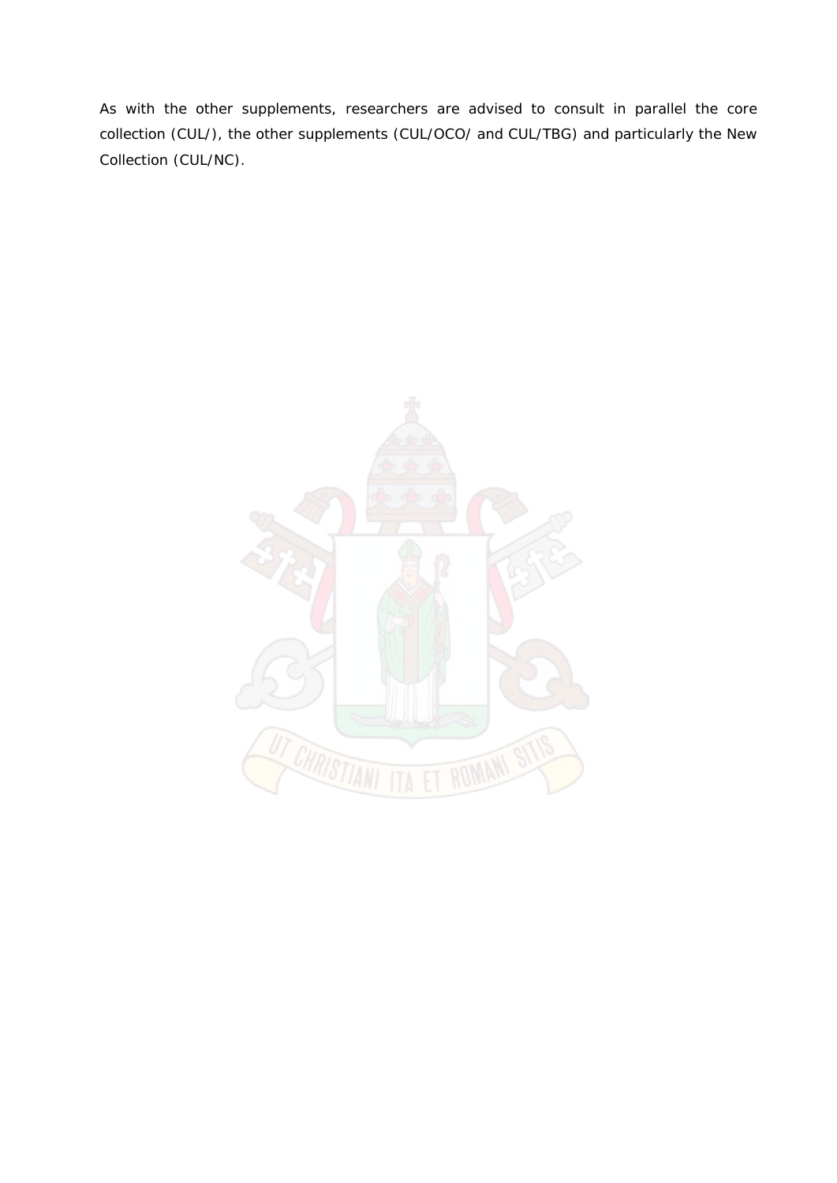As with the other supplements, researchers are advised to consult in parallel the core collection (CUL/), the other supplements (CUL/OCO/ and CUL/TBG) and particularly the New Collection (CUL/NC).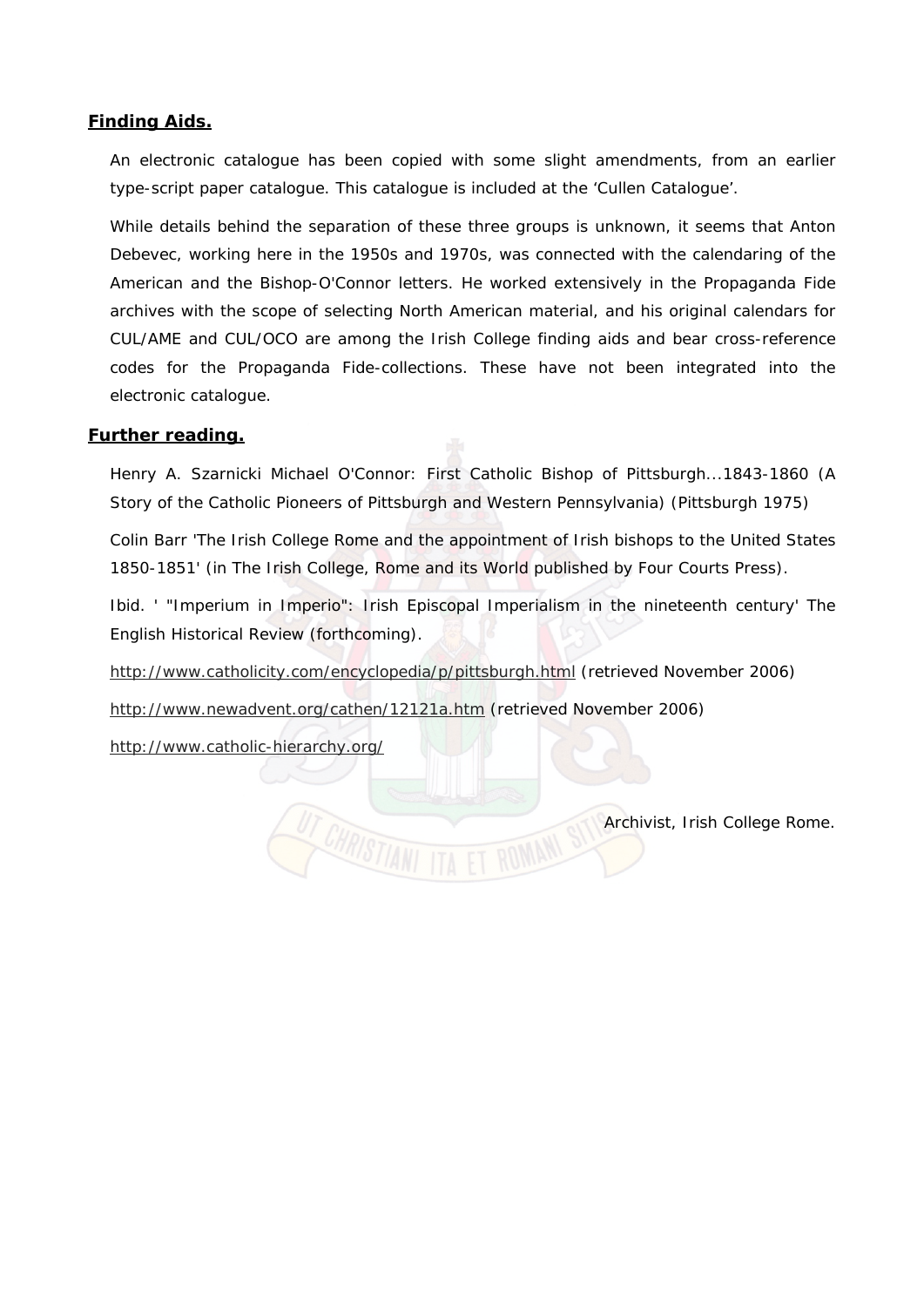## Finding Aids.

An electronic catalogue has been copied with some slight amendments, from an earlier type-script paper catalogue. This catalogue is included at the 'Cullen Catalogue'.

While details behind the separation of these three groups is unknown, it seems that Anton Debevec, working here in the 1950s and 1970s, was connected with the calendaring of the American and the Bishop-O'Connor letters. He worked extensively in the Propaganda Fide archives with the scope of selecting North American material, and his original calendars for CUL/AME and CUL/OCO are among the Irish College finding aids and bear cross-reference codes for the Propaganda Fide-collections. These have not been integrated into the electronic catalogue.

## Further reading.

Henry A. Szarnicki Michael O'Connor: First Catholic Bishop of Pittsburgh...1843-1860 (A Story of the Catholic Pioneers of Pittsburgh and Western Pennsylvania) (Pittsburgh 1975)

Colin Barr 'The Irish College Rome and the appointment of Irish bishops to the United States 1850-1851' (in The Irish College, Rome and its World published by Four Courts Press).

Ibid. ' "Imperium in Imperio": Irish Episcopal Imperialism in the nineteenth century' The English Historical Review (forthcoming).

http://www.catholicity.com/encyclopedia/p/pittsburgh.html (retrieved November 2006)

http://www.newadvent.org/cathen/12121a.htm (retrieved November 2006)

http://www.catholic-hierarchy.org/

Archivist, Irish College Rome.